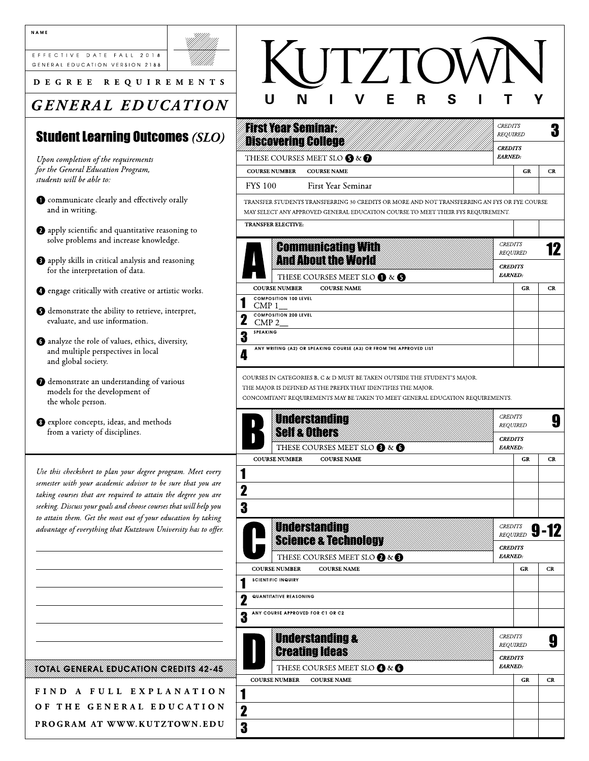NAME

EFFECTIVE DATE FALL 2018
GENERAL EDUCATION VERSION 2188

DEGREE REQUIREMENTS

# GENERAL EDUCATION

# KUTZTOWN UNIVERSITY

## Student Learning Outcomes *(SLO)*

*Upon completion of the requirements for the General Education Program, students will be able to:*

1. communicate clearly and effectively orally and in writing.
2. apply scientific and quantitative reasoning to solve problems and increase knowledge.
3. apply skills in critical analysis and reasoning for the interpretation of data.
4. engage critically with creative or artistic works.
5. demonstrate the ability to retrieve, interpret, evaluate, and use information.
6. analyze the role of values, ethics, diversity, and multiple perspectives in local and global society.
7. demonstrate an understanding of various models for the development of the whole person.
8. explore concepts, ideas, and methods from a variety of disciplines.

*Use this checksheet to plan your degree program. Meet every semester with your academic advisor to be sure that you are taking courses that are required to attain the degree you are seeking. Discuss your goals and choose courses that will help you to attain them. Get the most out of your education by taking advantage of everything that Kutztown University has to offer.*

**TOTAL GENERAL EDUCATION CREDITS 42-45**

FIND A FULL EXPLANATION OF THE GENERAL EDUCATION PROGRAM AT WWW.KUTZTOWN.EDU

## First Year Seminar: Discovering College

*CREDITS REQUIRED* 3

*CREDITS EARNED:*

THESE COURSES MEET SLO 5 & 7

| COURSE NUMBER | COURSE NAME | GR | CR |
|---|---|---|---|
| FYS 100 | First Year Seminar | | |

TRANSFER STUDENTS TRANSFERRING 30 CREDITS OR MORE AND NOT TRANSFERRING AN FYS OR FYE COURSE MAY SELECT ANY APPROVED GENERAL EDUCATION COURSE TO MEET THEIR FYS REQUIREMENT.

| **TRANSFER ELECTIVE:** | | |
|---|---|---|

## A Communicating With And About the World

*CREDITS REQUIRED* 12

*CREDITS EARNED:*

THESE COURSES MEET SLO 1 & 5

| | COURSE NUMBER / COURSE NAME | GR | CR |
|---|---|---|---|
| 1 | COMPOSITION 100 LEVEL<br>CMP 1__ | | |
| 2 | COMPOSITION 200 LEVEL<br>CMP 2__ | | |
| 3 | SPEAKING | | |
| 4 | ANY WRITING (A2) OR SPEAKING COURSE (A3) OR FROM THE APPROVED LIST | | |

COURSES IN CATEGORIES B, C & D MUST BE TAKEN OUTSIDE THE STUDENT'S MAJOR.
THE MAJOR IS DEFINED AS THE PREFIX THAT IDENTIFIES THE MAJOR.
CONCOMITANT REQUIREMENTS MAY BE TAKEN TO MEET GENERAL EDUCATION REQUIREMENTS.

## B Understanding Self & Others

*CREDITS REQUIRED* 9

*CREDITS EARNED:*

THESE COURSES MEET SLO 3 & 6

| | COURSE NUMBER / COURSE NAME | GR | CR |
|---|---|---|---|
| 1 | | | |
| 2 | | | |
| 3 | | | |

## C Understanding Science & Technology

*CREDITS REQUIRED* 9-12

*CREDITS EARNED:*

THESE COURSES MEET SLO 2 & 3

| | COURSE NUMBER / COURSE NAME | GR | CR |
|---|---|---|---|
| 1 | SCIENTIFIC INQUIRY | | |
| 2 | QUANTITATIVE REASONING | | |
| 3 | ANY COURSE APPROVED FOR C1 OR C2 | | |

## D Understanding & Creating Ideas

*CREDITS REQUIRED* 9

*CREDITS EARNED:*

THESE COURSES MEET SLO 4 & 6

| | COURSE NUMBER / COURSE NAME | GR | CR |
|---|---|---|---|
| 1 | | | |
| 2 | | | |
| 3 | | | |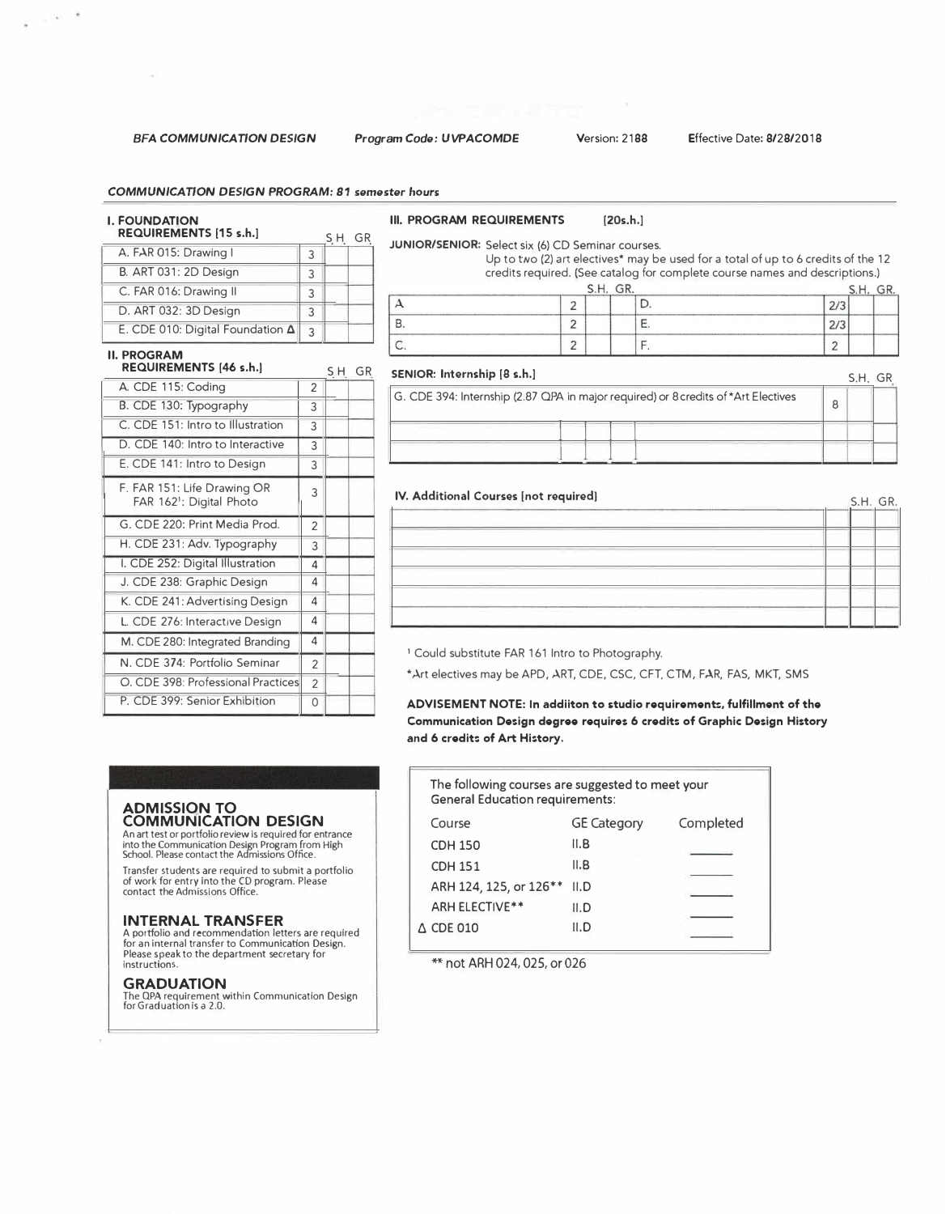**BFA COMMUNICATION DESIGN** | **Program Code: UVPACOMDE** | Version: 2188 | Effective Date: 8/28/2018

### COMMUNICATION DESIGN PROGRAM: 81 semester hours

#### I. FOUNDATION REQUIREMENTS [15 s.h.]

| Course | S.H. | GR. |
|---|---|---|
| A. FAR 015: Drawing I | 3 | |
| B. ART 031: 2D Design | 3 | |
| C. FAR 016: Drawing II | 3 | |
| D. ART 032: 3D Design | 3 | |
| E. CDE 010: Digital Foundation Δ | 3 | |

#### II. PROGRAM REQUIREMENTS [46 s.h.]

| Course | S.H. | GR. |
|---|---|---|
| A. CDE 115: Coding | 2 | |
| B. CDE 130: Typography | 3 | |
| C. CDE 151: Intro to Illustration | 3 | |
| D. CDE 140: Intro to Interactive | 3 | |
| E. CDE 141: Intro to Design | 3 | |
| F. FAR 151: Life Drawing OR FAR 162[1]: Digital Photo | 3 | |
| G. CDE 220: Print Media Prod. | 2 | |
| H. CDE 231: Adv. Typography | 3 | |
| I. CDE 252: Digital Illustration | 4 | |
| J. CDE 238: Graphic Design | 4 | |
| K. CDE 241: Advertising Design | 4 | |
| L. CDE 276: Interactive Design | 4 | |
| M. CDE 280: Integrated Branding | 4 | |
| N. CDE 374: Portfolio Seminar | 2 | |
| O. CDE 398: Professional Practices | 2 | |
| P. CDE 399: Senior Exhibition | 0 | |

#### III. PROGRAM REQUIREMENTS [20s.h.]

**JUNIOR/SENIOR:** Select six (6) CD Seminar courses.
Up to two (2) art electives* may be used for a total of up to 6 credits of the 12 credits required. (See catalog for complete course names and descriptions.)

| Course | S.H. | GR. | Course | S.H. | GR. |
|---|---|---|---|---|---|
| A | 2 | | D. | 2/3 | |
| B. | 2 | | E. | 2/3 | |
| C. | 2 | | F. | 2 | |

**SENIOR: Internship [8 s.h.]**

| Course | S.H. | GR. |
|---|---|---|
| G. CDE 394: Internship (2.87 QPA in major required) or 8 credits of *Art Electives | 8 | |
| | | |
| | | |

#### IV. Additional Courses [not required]

| Course | S.H. | GR. |
|---|---|---|
| | | |
| | | |
| | | |
| | | |
| | | |

[1] Could substitute FAR 161 Intro to Photography.

*Art electives may be APD, ART, CDE, CSC, CFT, CTM, FAR, FAS, MKT, SMS

**ADVISEMENT NOTE: In addiiton to studio requirements, fulfillment of the Communication Design degree requires 6 credits of Graphic Design History and 6 credits of Art History.**

The following courses are suggested to meet your General Education requirements:

| Course | GE Category | Completed |
|---|---|---|
| CDH 150 | II.B | |
| CDH 151 | II.B | |
| ARH 124, 125, or 126** | II.D | |
| ARH ELECTIVE** | II.D | |
| Δ CDE 010 | II.D | |

** not ARH 024, 025, or 026

### ADMISSION TO COMMUNICATION DESIGN

An art test or portfolio review is required for entrance into the Communication Design Program from High School. Please contact the Admissions Office.

Transfer students are required to submit a portfolio of work for entry into the CD program. Please contact the Admissions Office.

### INTERNAL TRANSFER

A portfolio and recommendation letters are required for an internal transfer to Communication Design. Please speak to the department secretary for instructions.

### GRADUATION

The QPA requirement within Communication Design for Graduation is a 2.0.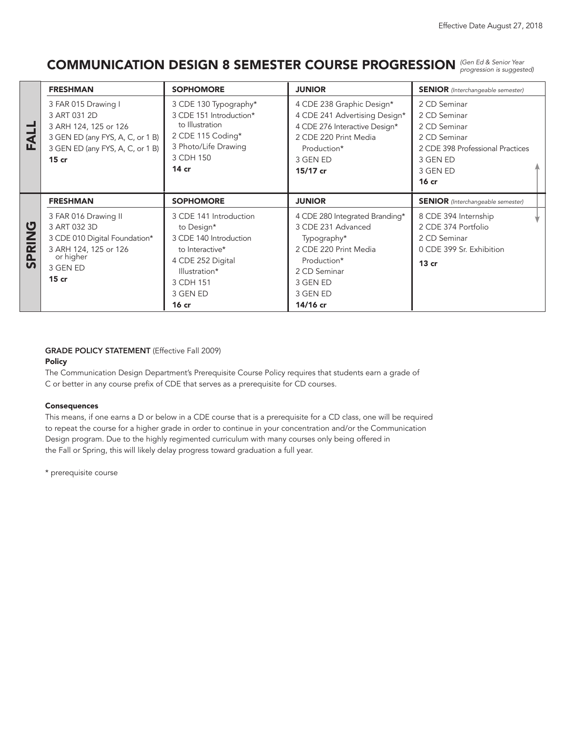Effective Date August 27, 2018

# COMMUNICATION DESIGN 8 SEMESTER COURSE PROGRESSION *(Gen Ed & Senior Year progression is suggested)*

| | FRESHMAN | SOPHOMORE | JUNIOR | SENIOR *(Interchangeable semester)* |
|---|---|---|---|---|
| **FALL** | 3 FAR 015 Drawing I<br>3 ART 031 2D<br>3 ARH 124, 125 or 126<br>3 GEN ED (any FYS, A, C, or 1 B)<br>3 GEN ED (any FYS, A, C, or 1 B)<br>**15 cr** | 3 CDE 130 Typography*<br>3 CDE 151 Introduction* to Illustration<br>2 CDE 115 Coding*<br>3 Photo/Life Drawing<br>3 CDH 150<br>**14 cr** | 4 CDE 238 Graphic Design*<br>4 CDE 241 Advertising Design*<br>4 CDE 276 Interactive Design*<br>2 CDE 220 Print Media Production*<br>3 GEN ED<br>**15/17 cr** | 2 CD Seminar<br>2 CD Seminar<br>2 CD Seminar<br>2 CD Seminar<br>2 CDE 398 Professional Practices<br>3 GEN ED<br>3 GEN ED<br>**16 cr** |
| | **FRESHMAN** | **SOPHOMORE** | **JUNIOR** | **SENIOR** *(Interchangeable semester)* |
| **SPRING** | 3 FAR 016 Drawing II<br>3 ART 032 3D<br>3 CDE 010 Digital Foundation*<br>3 ARH 124, 125 or 126 or higher<br>3 GEN ED<br>**15 cr** | 3 CDE 141 Introduction to Design*<br>3 CDE 140 Introduction to Interactive*<br>4 CDE 252 Digital Illustration*<br>3 CDH 151<br>3 GEN ED<br>**16 cr** | 4 CDE 280 Integrated Branding*<br>3 CDE 231 Advanced Typography*<br>2 CDE 220 Print Media Production*<br>2 CD Seminar<br>3 GEN ED<br>3 GEN ED<br>**14/16 cr** | 8 CDE 394 Internship<br>2 CDE 374 Portfolio<br>2 CD Seminar<br>0 CDE 399 Sr. Exhibition<br>**13 cr** |

**GRADE POLICY STATEMENT** (Effective Fall 2009)

**Policy**

The Communication Design Department's Prerequisite Course Policy requires that students earn a grade of C or better in any course prefix of CDE that serves as a prerequisite for CD courses.

**Consequences**

This means, if one earns a D or below in a CDE course that is a prerequisite for a CD class, one will be required to repeat the course for a higher grade in order to continue in your concentration and/or the Communication Design program. Due to the highly regimented curriculum with many courses only being offered in the Fall or Spring, this will likely delay progress toward graduation a full year.

* prerequisite course